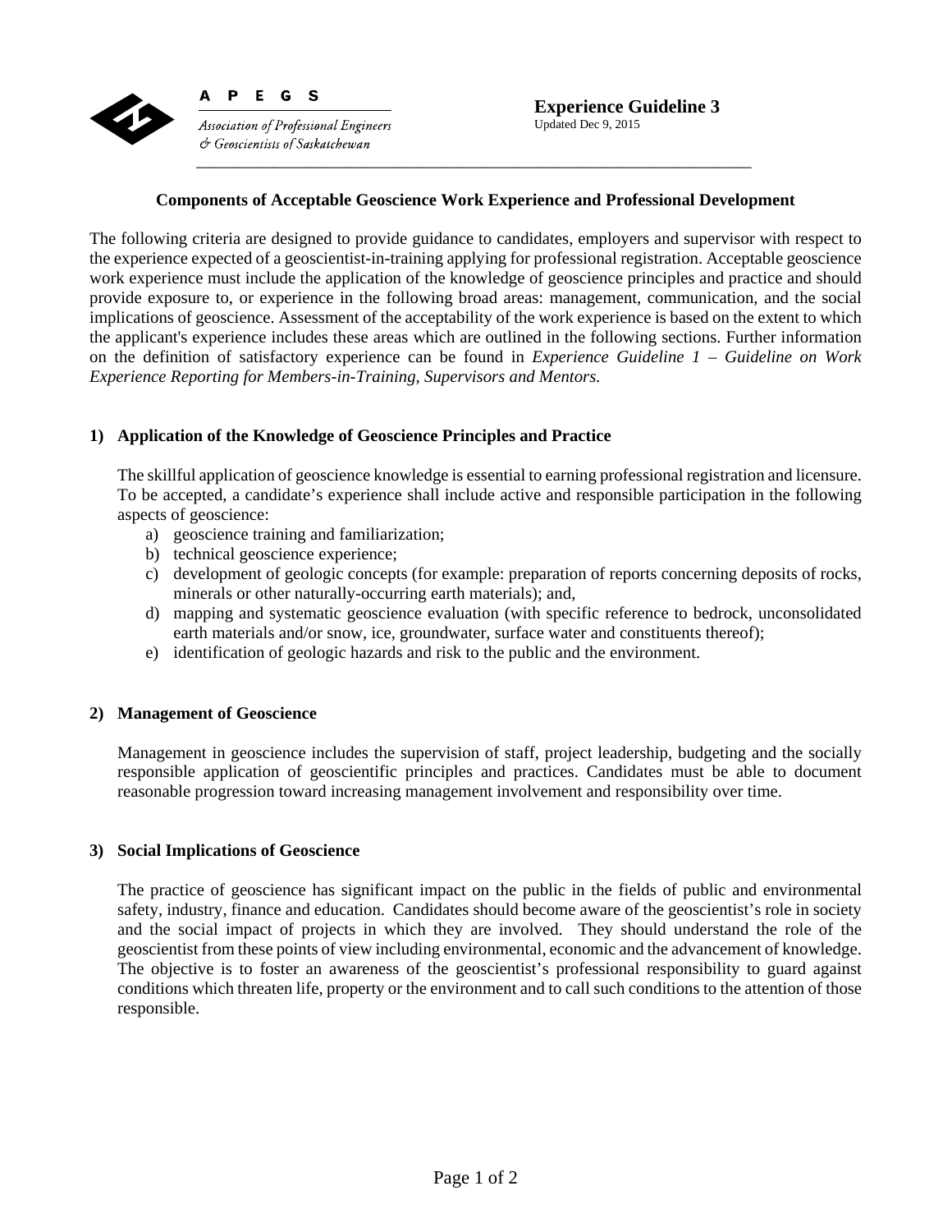**A P E G S**

*Association of Professional Engineers & Geoscientists of Saskatchewan*

**Experience Guideline 3**
Updated Dec 9, 2015

## Components of Acceptable Geoscience Work Experience and Professional Development

The following criteria are designed to provide guidance to candidates, employers and supervisor with respect to the experience expected of a geoscientist-in-training applying for professional registration. Acceptable geoscience work experience must include the application of the knowledge of geoscience principles and practice and should provide exposure to, or experience in the following broad areas: management, communication, and the social implications of geoscience. Assessment of the acceptability of the work experience is based on the extent to which the applicant's experience includes these areas which are outlined in the following sections. Further information on the definition of satisfactory experience can be found in *Experience Guideline 1 – Guideline on Work Experience Reporting for Members-in-Training, Supervisors and Mentors*.

### 1) Application of the Knowledge of Geoscience Principles and Practice

The skillful application of geoscience knowledge is essential to earning professional registration and licensure. To be accepted, a candidate's experience shall include active and responsible participation in the following aspects of geoscience:

a) geoscience training and familiarization;
b) technical geoscience experience;
c) development of geologic concepts (for example: preparation of reports concerning deposits of rocks, minerals or other naturally-occurring earth materials); and,
d) mapping and systematic geoscience evaluation (with specific reference to bedrock, unconsolidated earth materials and/or snow, ice, groundwater, surface water and constituents thereof);
e) identification of geologic hazards and risk to the public and the environment.

### 2) Management of Geoscience

Management in geoscience includes the supervision of staff, project leadership, budgeting and the socially responsible application of geoscientific principles and practices. Candidates must be able to document reasonable progression toward increasing management involvement and responsibility over time.

### 3) Social Implications of Geoscience

The practice of geoscience has significant impact on the public in the fields of public and environmental safety, industry, finance and education. Candidates should become aware of the geoscientist's role in society and the social impact of projects in which they are involved. They should understand the role of the geoscientist from these points of view including environmental, economic and the advancement of knowledge. The objective is to foster an awareness of the geoscientist's professional responsibility to guard against conditions which threaten life, property or the environment and to call such conditions to the attention of those responsible.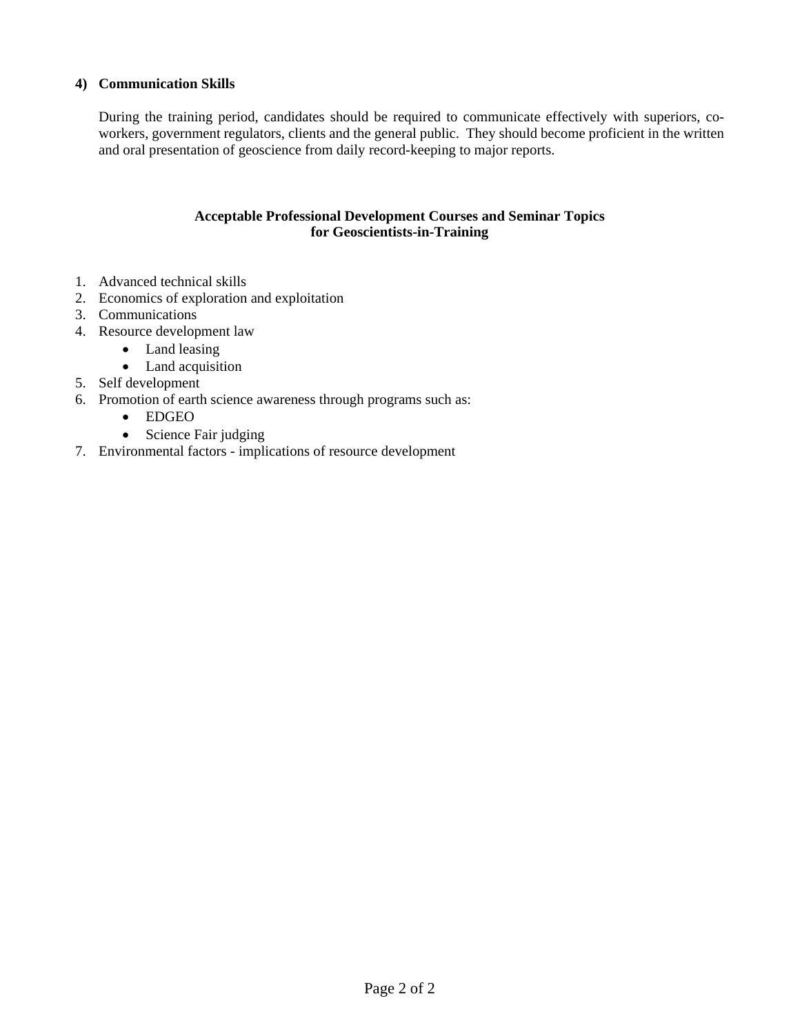**4) Communication Skills**

During the training period, candidates should be required to communicate effectively with superiors, co-workers, government regulators, clients and the general public. They should become proficient in the written and oral presentation of geoscience from daily record-keeping to major reports.

**Acceptable Professional Development Courses and Seminar Topics for Geoscientists-in-Training**

1. Advanced technical skills
2. Economics of exploration and exploitation
3. Communications
4. Resource development law
   - Land leasing
   - Land acquisition
5. Self development
6. Promotion of earth science awareness through programs such as:
   - EDGEO
   - Science Fair judging
7. Environmental factors - implications of resource development